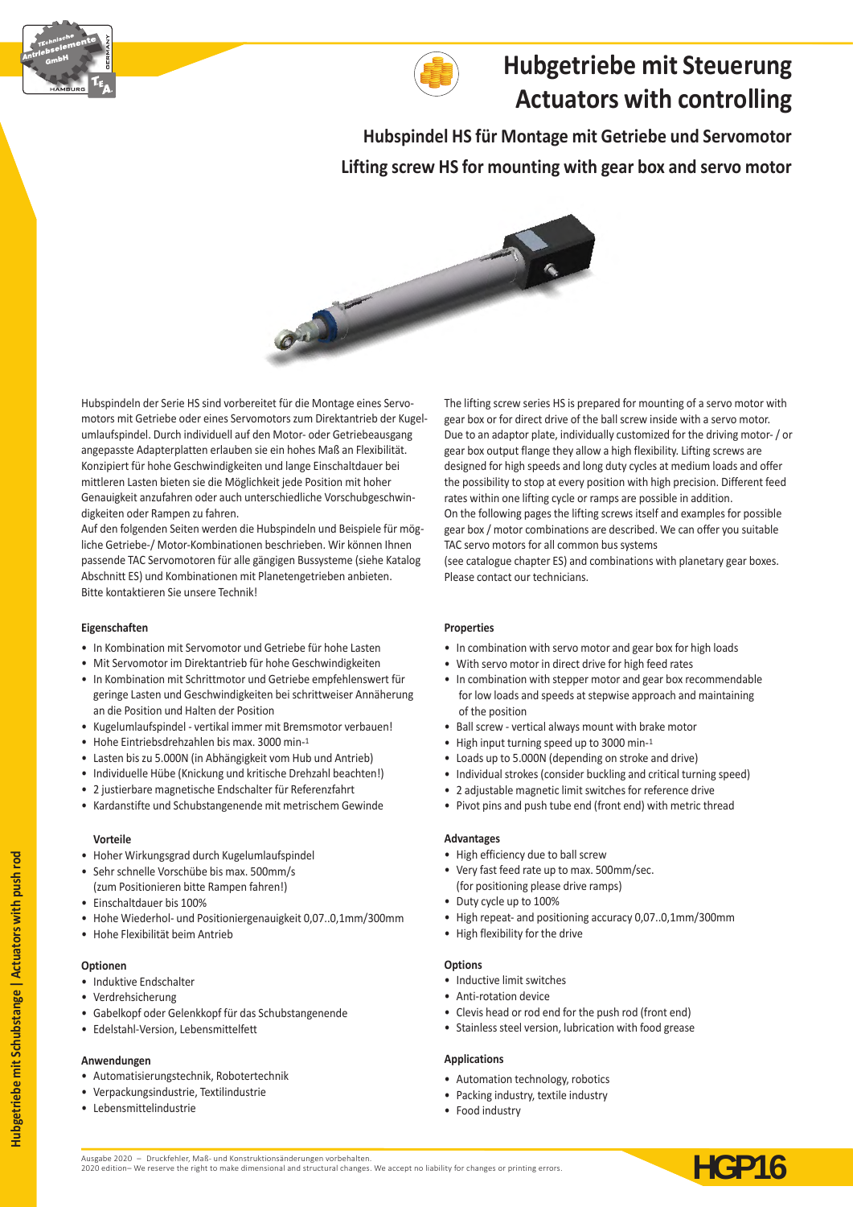# Hubgetriebe mit Steuerung
# Actuators with controlling

## Hubspindel HS für Montage mit Getriebe und Servomotor
## Lifting screw HS for mounting with gear box and servo motor

Hubspindeln der Serie HS sind vorbereitet für die Montage eines Servomotors mit Getriebe oder eines Servomotors zum Direktantrieb der Kugelumlaufspindel. Durch individuell auf den Motor- oder Getriebeausgang angepasste Adapterplatten erlauben sie ein hohes Maß an Flexibilität. Konzipiert für hohe Geschwindigkeiten und lange Einschaltdauer bei mittleren Lasten bieten sie die Möglichkeit jede Position mit hoher Genauigkeit anzufahren oder auch unterschiedliche Vorschubgeschwindigkeiten oder Rampen zu fahren.
Auf den folgenden Seiten werden die Hubspindeln und Beispiele für mögliche Getriebe-/ Motor-Kombinationen beschrieben. Wir können Ihnen passende TAC Servomotoren für alle gängigen Bussysteme (siehe Katalog Abschnitt ES) und Kombinationen mit Planetengetrieben anbieten.
Bitte kontaktieren Sie unsere Technik!

### Eigenschaften

- In Kombination mit Servomotor und Getriebe für hohe Lasten
- Mit Servomotor im Direktantrieb für hohe Geschwindigkeiten
- In Kombination mit Schrittmotor und Getriebe empfehlenswert für geringe Lasten und Geschwindigkeiten bei schrittweiser Annäherung an die Position und Halten der Position
- Kugelumlaufspindel - vertikal immer mit Bremsmotor verbauen!
- Hohe Eintriebsdrehzahlen bis max. 3000 min$^{-1}$
- Lasten bis zu 5.000N (in Abhängigkeit vom Hub und Antrieb)
- Individuelle Hübe (Knickung und kritische Drehzahl beachten!)
- 2 justierbare magnetische Endschalter für Referenzfahrt
- Kardanstifte und Schubstangenende mit metrischem Gewinde

### Vorteile

- Hoher Wirkungsgrad durch Kugelumlaufspindel
- Sehr schnelle Vorschübe bis max. 500mm/s (zum Positionieren bitte Rampen fahren!)
- Einschaltdauer bis 100%
- Hohe Wiederhol- und Positioniergenauigkeit 0,07..0,1mm/300mm
- Hohe Flexibilität beim Antrieb

### Optionen

- Induktive Endschalter
- Verdrehsicherung
- Gabelkopf oder Gelenkkopf für das Schubstangenende
- Edelstahl-Version, Lebensmittelfett

### Anwendungen

- Automatisierungstechnik, Robotertechnik
- Verpackungsindustrie, Textilindustrie
- Lebensmittelindustrie

The lifting screw series HS is prepared for mounting of a servo motor with gear box or for direct drive of the ball screw inside with a servo motor. Due to an adaptor plate, individually customized for the driving motor- / or gear box output flange they allow a high flexibility. Lifting screws are designed for high speeds and long duty cycles at medium loads and offer the possibility to stop at every position with high precision. Different feed rates within one lifting cycle or ramps are possible in addition.
On the following pages the lifting screws itself and examples for possible gear box / motor combinations are described. We can offer you suitable TAC servo motors for all common bus systems
(see catalogue chapter ES) and combinations with planetary gear boxes.
Please contact our technicians.

### Properties

- In combination with servo motor and gear box for high loads
- With servo motor in direct drive for high feed rates
- In combination with stepper motor and gear box recommendable for low loads and speeds at stepwise approach and maintaining of the position
- Ball screw - vertical always mount with brake motor
- High input turning speed up to 3000 min$^{-1}$
- Loads up to 5.000N (depending on stroke and drive)
- Individual strokes (consider buckling and critical turning speed)
- 2 adjustable magnetic limit switches for reference drive
- Pivot pins and push tube end (front end) with metric thread

### Advantages

- High efficiency due to ball screw
- Very fast feed rate up to max. 500mm/sec. (for positioning please drive ramps)
- Duty cycle up to 100%
- High repeat- and positioning accuracy 0,07..0,1mm/300mm
- High flexibility for the drive

### Options

- Inductive limit switches
- Anti-rotation device
- Clevis head or rod end for the push rod (front end)
- Stainless steel version, lubrication with food grease

### Applications

- Automation technology, robotics
- Packing industry, textile industry
- Food industry

Ausgabe 2020 – Druckfehler, Maß- und Konstruktionsänderungen vorbehalten.
2020 edition– We reserve the right to make dimensional and structural changes. We accept no liability for changes or printing errors.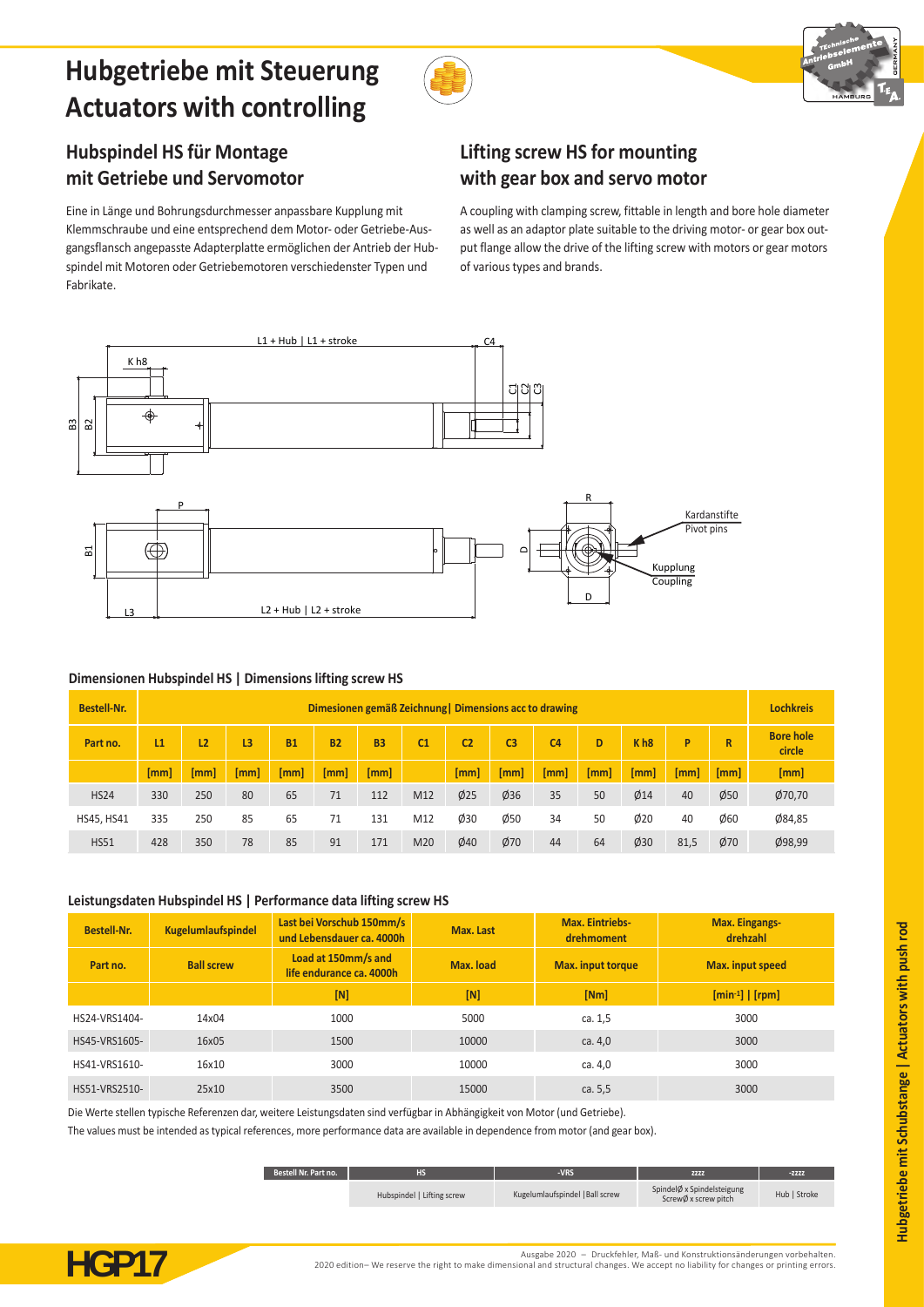# Hubgetriebe mit Steuerung
# Actuators with controlling

## Hubspindel HS für Montage mit Getriebe und Servomotor

Eine in Länge und Bohrungsdurchmesser anpassbare Kupplung mit Klemmschraube und eine entsprechend dem Motor- oder Getriebe-Ausgangsflansch angepasste Adapterplatte ermöglichen den Antrieb der Hubspindel mit Motoren oder Getriebemotoren verschiedenster Typen und Fabrikate.

## Lifting screw HS for mounting with gear box and servo motor

A coupling with clamping screw, fittable in length and bore hole diameter as well as an adaptor plate suitable to the driving motor- or gear box output flange allow the drive of the lifting screw with motors or gear motors of various types and brands.

L1 + Hub | L1 + stroke

K h8

C4

C1 C2 C3

B3 B2

P

B1

L3

L2 + Hub | L2 + stroke

R

D

D

Kardanstifte
Pivot pins

Kupplung
Coupling

### Dimensionen Hubspindel HS | Dimensions lifting screw HS

| Bestell-Nr. | Dimesionen gemäß Zeichnung \| Dimensions acc to drawing | | | | | | | | | | | | | | Lochkreis |
|---|---|---|---|---|---|---|---|---|---|---|---|---|---|---|---|
| Part no. | L1 | L2 | L3 | B1 | B2 | B3 | C1 | C2 | C3 | C4 | D | K h8 | P | R | Bore hole circle |
| | [mm] | [mm] | [mm] | [mm] | [mm] | [mm] | | [mm] | [mm] | [mm] | [mm] | [mm] | [mm] | [mm] | [mm] |
| HS24 | 330 | 250 | 80 | 65 | 71 | 112 | M12 | Ø25 | Ø36 | 35 | 50 | Ø14 | 40 | Ø50 | Ø70,70 |
| HS45, HS41 | 335 | 250 | 85 | 65 | 71 | 131 | M12 | Ø30 | Ø50 | 34 | 50 | Ø20 | 40 | Ø60 | Ø84,85 |
| HS51 | 428 | 350 | 78 | 85 | 91 | 171 | M20 | Ø40 | Ø70 | 44 | 64 | Ø30 | 81,5 | Ø70 | Ø98,99 |

### Leistungsdaten Hubspindel HS | Performance data lifting screw HS

| Bestell-Nr. | Kugelumlaufspindel | Last bei Vorschub 150mm/s und Lebensdauer ca. 4000h | Max. Last | Max. Eintriebs-drehmoment | Max. Eingangs-drehzahl |
|---|---|---|---|---|---|
| Part no. | Ball screw | Load at 150mm/s and life endurance ca. 4000h | Max. load | Max. input torque | Max. input speed |
| | | [N] | [N] | [Nm] | [min⁻¹] \| [rpm] |
| HS24-VRS1404- | 14x04 | 1000 | 5000 | ca. 1,5 | 3000 |
| HS45-VRS1605- | 16x05 | 1500 | 10000 | ca. 4,0 | 3000 |
| HS41-VRS1610- | 16x10 | 3000 | 10000 | ca. 4,0 | 3000 |
| HS51-VRS2510- | 25x10 | 3500 | 15000 | ca. 5,5 | 3000 |

Die Werte stellen typische Referenzen dar, weitere Leistungsdaten sind verfügbar in Abhängigkeit von Motor (und Getriebe).

The values must be intended as typical references, more performance data are available in dependence from motor (and gear box).

| Bestell Nr. Part no. | HS | -VRS | zzzz | -zzzz |
|---|---|---|---|---|
| | Hubspindel \| Lifting screw | Kugelumlaufspindel \| Ball screw | SpindelØ x Spindelsteigung ScrewØ x screw pitch | Hub \| Stroke |

Ausgabe 2020 – Druckfehler, Maß- und Konstruktionsänderungen vorbehalten.
2020 edition– We reserve the right to make dimensional and structural changes. We accept no liability for changes or printing errors.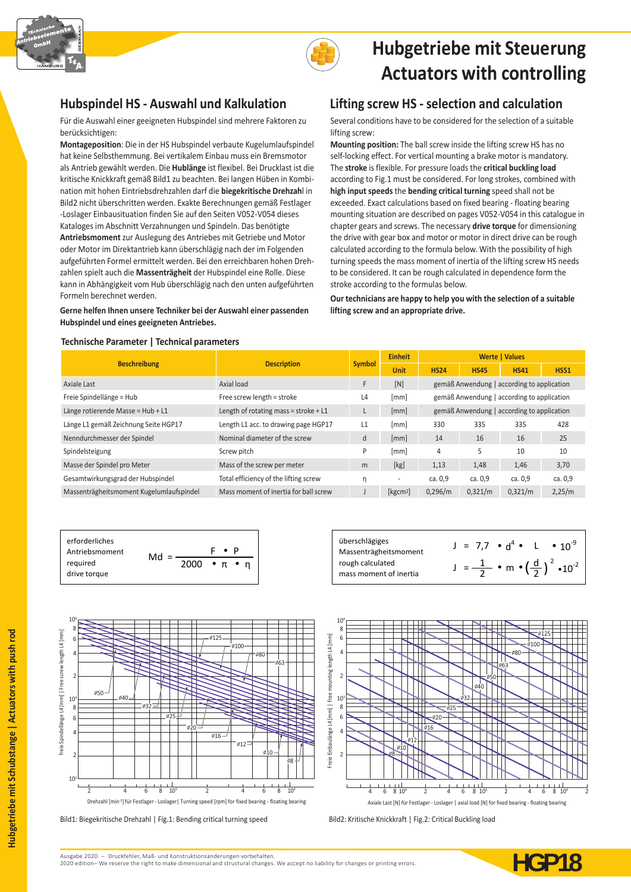# Hubgetriebe mit Steuerung
# Actuators with controlling

## Hubspindel HS - Auswahl und Kalkulation

Für die Auswahl einer geeigneten Hubspindel sind mehrere Faktoren zu berücksichtigen:

**Montageposition**: Die in der HS Hubspindel verbaute Kugelumlaufspindel hat keine Selbsthemmung. Bei vertikalem Einbau muss ein Bremsmotor als Antrieb gewählt werden. Die **Hublänge** ist flexibel. Bei Drucklast ist die kritische Knickkraft gemäß Bild1 zu beachten. Bei langen Hüben in Kombination mit hohen Eintriebsdrehzahlen darf die **biegekritische Drehzahl** in Bild2 nicht überschritten werden. Exakte Berechnungen gemäß Festlager -Loslager Einbausituation finden Sie auf den Seiten V052-V054 dieses Kataloges im Abschnitt Verzahnungen und Spindeln. Das benötigte **Antriebsmoment** zur Auslegung des Antriebes mit Getriebe und Motor oder Motor im Direktantrieb kann überschlägig nach der im Folgenden aufgeführten Formel ermittelt werden. Bei den erreichbaren hohen Drehzahlen spielt auch die **Massenträgheit** der Hubspindel eine Rolle. Diese kann in Abhängigkeit vom Hub überschlägig nach den unten aufgeführten Formeln berechnet werden.

**Gerne helfen Ihnen unsere Techniker bei der Auswahl einer passenden Hubspindel und eines geeigneten Antriebes.**

## Lifting screw HS - selection and calculation

Several conditions have to be considered for the selection of a suitable lifting screw:

**Mounting position:** The ball screw inside the lifting screw HS has no self-locking effect. For vertical mounting a brake motor is mandatory. The **stroke** is flexible. For pressure loads the **critical buckling load** according to Fig.1 must be considered. For long strokes, combined with **high input speeds** the **bending critical turning** speed shall not be exceeded. Exact calculations based on fixed bearing - floating bearing mounting situation are described on pages V052-V054 in this catalogue in chapter gears and screws. The necessary **drive torque** for dimensioning the drive with gear box and motor or motor in direct drive can be rough calculated according to the formula below. With the possibility of high turning speeds the mass moment of inertia of the lifting screw HS needs to be considered. It can be rough calculated in dependence form the stroke according to the formulas below.

**Our technicians are happy to help you with the selection of a suitable lifting screw and an appropriate drive.**

### Technische Parameter | Technical parameters

| Beschreibung | Description | Symbol | Einheit | Werte \| Values | | | |
|---|---|---|---|---|---|---|---|
| | | | Unit | HS24 | HS45 | HS41 | HS51 |
| Axiale Last | Axial load | F | [N] | gemäß Anwendung \| according to application | | | |
| Freie Spindellänge = Hub | Free screw length = stroke | L4 | [mm] | gemäß Anwendung \| according to application | | | |
| Länge rotierende Masse = Hub + L1 | Length of rotating mass = stroke + L1 | L | [mm] | gemäß Anwendung \| according to application | | | |
| Länge L1 gemäß Zeichnung Seite HGP17 | Length L1 acc. to drawing page HGP17 | L1 | [mm] | 330 | 335 | 335 | 428 |
| Nenndurchmesser der Spindel | Nominal diameter of the screw | d | [mm] | 14 | 16 | 16 | 25 |
| Spindelsteigung | Screw pitch | P | [mm] | 4 | 5 | 10 | 10 |
| Masse der Spindel pro Meter | Mass of the screw per meter | m | [kg] | 1,13 | 1,48 | 1,46 | 3,70 |
| Gesamtwirkungsgrad der Hubspindel | Total efficiency of the lifting screw | η | - | ca. 0,9 | ca. 0,9 | ca. 0,9 | ca. 0,9 |
| Massenträgheitsmoment Kugelumlaufspindel | Mass moment of inertia for ball screw | J | [kgcm²] | 0,296/m | 0,321/m | 0,321/m | 2,25/m |

erforderliches Antriebsmoment | required drive torque

$$Md = \frac{F \cdot P}{2000 \cdot \pi \cdot \eta}$$

überschlägiges Massenträgheitsmoment | rough calculated mass moment of inertia

$$J = 7{,}7 \cdot d^4 \cdot L \cdot 10^{-9}$$

$$J = \frac{1}{2} \cdot m \cdot \left(\frac{d}{2}\right)^2 \cdot 10^{-2}$$

Bild1: Biegekritische Drehzahl | Fig.1: Bending critical turning speed

Bild2: Kritische Knickkraft | Fig.2: Critical Buckling load

Ausgabe 2020 – Druckfehler, Maß- und Konstruktionsänderungen vorbehalten.
2020 edition– We reserve the right to make dimensional and structural changes. We accept no liability for changes or printing errors.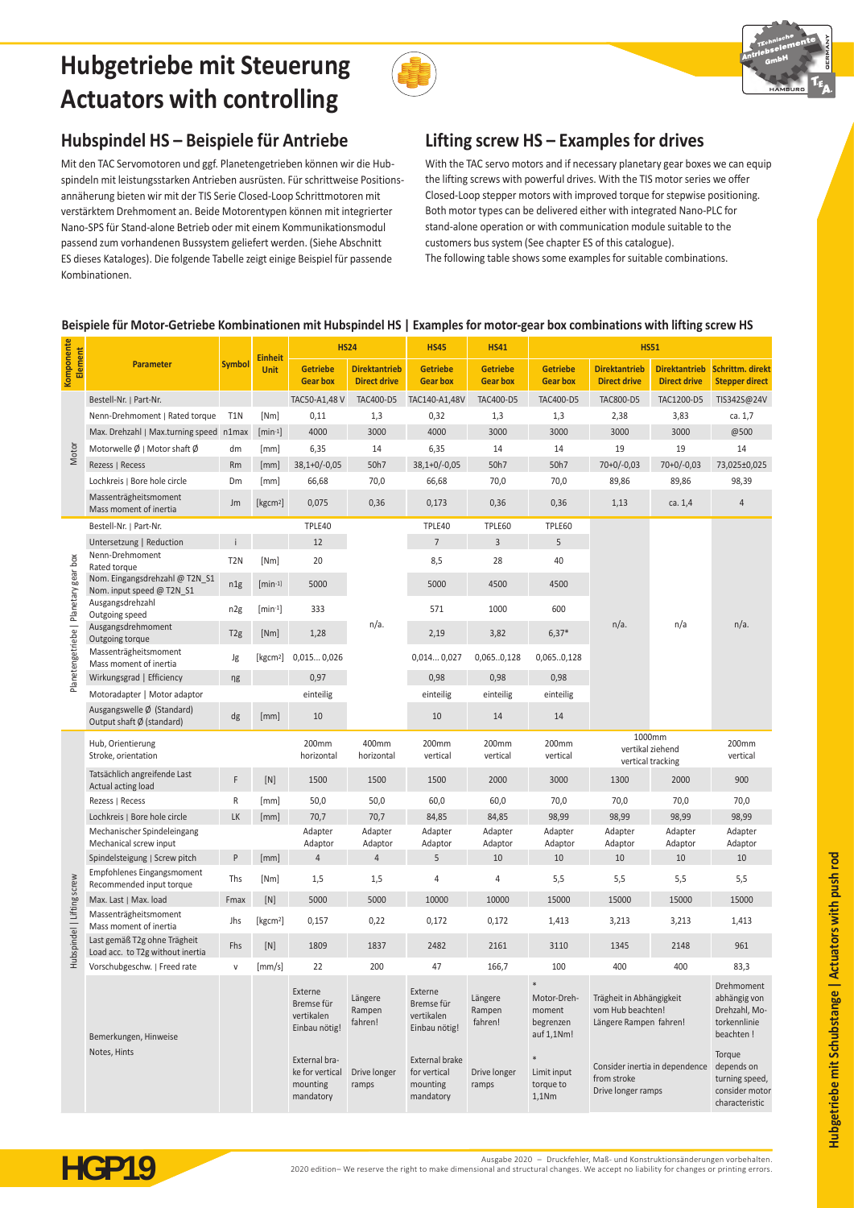# Hubgetriebe mit Steuerung
# Actuators with controlling

## Hubspindel HS – Beispiele für Antriebe

Mit den TAC Servomotoren und ggf. Planetengetrieben können wir die Hubspindeln mit leistungsstarken Antrieben ausrüsten. Für schrittweise Positionsannäherung bieten wir mit der TIS Serie Closed-Loop Schrittmotoren mit verstärktem Drehmoment an. Beide Motorentypen können mit integrierter Nano-SPS für Stand-alone Betrieb oder mit einem Kommunikationsmodul passend zum vorhandenen Bussystem geliefert werden. (Siehe Abschnitt ES dieses Kataloges). Die folgende Tabelle zeigt einige Beispiel für passende Kombinationen.

## Lifting screw HS – Examples for drives

With the TAC servo motors and if necessary planetary gear boxes we can equip the lifting screws with powerful drives. With the TIS motor series we offer Closed-Loop stepper motors with improved torque for stepwise positioning. Both motor types can be delivered either with integrated Nano-PLC for stand-alone operation or with communication module suitable to the customers bus system (See chapter ES of this catalogue).
The following table shows some examples for suitable combinations.

### Beispiele für Motor-Getriebe Kombinationen mit Hubspindel HS | Examples for motor-gear box combinations with lifting screw HS

| Komponente Element | Parameter | Symbol | Einheit Unit | HS24 | | HS45 | HS41 | HS51 | | | |
|---|---|---|---|---|---|---|---|---|---|---|---|
| | | | | Getriebe Gear box | Direktantrieb Direct drive | Getriebe Gear box | Getriebe Gear box | Getriebe Gear box | Direktantrieb Direct drive | Direktantrieb Direct drive | Schrittm. direkt Stepper direct |
| Motor | Bestell-Nr. \| Part-Nr. | | | TAC50-A1,48 V | TAC400-D5 | TAC140-A1,48V | TAC400-D5 | TAC400-D5 | TAC800-D5 | TAC1200-D5 | TIS342S@24V |
| | Nenn-Drehmoment \| Rated torque | T1N | [Nm] | 0,11 | 1,3 | 0,32 | 1,3 | 1,3 | 2,38 | 3,83 | ca. 1,7 |
| | Max. Drehzahl \| Max.turning speed | n1max | [min⁻¹] | 4000 | 3000 | 4000 | 3000 | 3000 | 3000 | 3000 | @500 |
| | Motorwelle Ø \| Motor shaft Ø | dm | [mm] | 6,35 | 14 | 6,35 | 14 | 14 | 19 | 19 | 14 |
| | Rezess \| Recess | Rm | [mm] | 38,1+0/-0,05 | 50h7 | 38,1+0/-0,05 | 50h7 | 50h7 | 70+0/-0,03 | 70+0/-0,03 | 73,025±0,025 |
| | Lochkreis \| Bore hole circle | Dm | [mm] | 66,68 | 70,0 | 66,68 | 70,0 | 70,0 | 89,86 | 89,86 | 98,39 |
| | Massenträgheitsmoment Mass moment of inertia | Jm | [kgcm²] | 0,075 | 0,36 | 0,173 | 0,36 | 0,36 | 1,13 | ca. 1,4 | 4 |
| Planetengetriebe \| Planetary gear box | Bestell-Nr. \| Part-Nr. | | | TPLE40 | n/a. | TPLE40 | TPLE60 | TPLE60 | n/a. | n/a | n/a. |
| | Untersetzung \| Reduction | i | | 12 | | 7 | 3 | 5 | | | |
| | Nenn-Drehmoment Rated torque | T2N | [Nm] | 20 | | 8,5 | 28 | 40 | | | |
| | Nom. Eingangsdrehzahl @ T2N_S1 Nom. input speed @ T2N_S1 | n1g | [min⁻¹] | 5000 | | 5000 | 4500 | 4500 | | | |
| | Ausgangsdrehzahl Outgoing speed | n2g | [min⁻¹] | 333 | | 571 | 1000 | 600 | | | |
| | Ausgangsdrehmoment Outgoing torque | T2g | [Nm] | 1,28 | | 2,19 | 3,82 | 6,37* | | | |
| | Massenträgheitsmoment Mass moment of inertia | Jg | [kgcm²] | 0,015… 0,026 | | 0,014… 0,027 | 0,065..0,128 | 0,065..0,128 | | | |
| | Wirkungsgrad \| Efficiency | ηg | | 0,97 | | 0,98 | 0,98 | 0,98 | | | |
| | Motoradapter \| Motor adaptor | | | einteilig | | einteilig | einteilig | einteilig | | | |
| | Ausgangswelle Ø (Standard) Output shaft Ø (standard) | dg | [mm] | 10 | | 10 | 14 | 14 | | | |
| Hubspindel \| Lifting screw | Hub, Orientierung Stroke, orientation | | | 200mm horizontal | 400mm horizontal | 200mm vertical | 200mm vertical | 200mm vertical | 1000mm vertikal ziehend vertical tracking | | 200mm vertical |
| | Tatsächlich angreifende Last Actual acting load | F | [N] | 1500 | 1500 | 1500 | 2000 | 3000 | 1300 | 2000 | 900 |
| | Rezess \| Recess | R | [mm] | 50,0 | 50,0 | 60,0 | 60,0 | 70,0 | 70,0 | 70,0 | 70,0 |
| | Lochkreis \| Bore hole circle | LK | [mm] | 70,7 | 70,7 | 84,85 | 84,85 | 98,99 | 98,99 | 98,99 | 98,99 |
| | Mechanischer Spindeleingang Mechanical screw input | | | Adapter Adaptor | Adapter Adaptor | Adapter Adaptor | Adapter Adaptor | Adapter Adaptor | Adapter Adaptor | Adapter Adaptor | Adapter Adaptor |
| | Spindelsteigung \| Screw pitch | P | [mm] | 4 | 4 | 5 | 10 | 10 | 10 | 10 | 10 |
| | Empfohlenes Eingangsmoment Recommended input torque | Ths | [Nm] | 1,5 | 1,5 | 4 | 4 | 5,5 | 5,5 | 5,5 | 5,5 |
| | Max. Last \| Max. load | Fmax | [N] | 5000 | 5000 | 10000 | 10000 | 15000 | 15000 | 15000 | 15000 |
| | Massenträgheitsmoment Mass moment of inertia | Jhs | [kgcm²] | 0,157 | 0,22 | 0,172 | 0,172 | 1,413 | 3,213 | 3,213 | 1,413 |
| | Last gemäß T2g ohne Trägheit Load acc. to T2g without inertia | Fhs | [N] | 1809 | 1837 | 2482 | 2161 | 3110 | 1345 | 2148 | 961 |
| | Vorschubgeschw. \| Freed rate | v | [mm/s] | 22 | 200 | 47 | 166,7 | 100 | 400 | 400 | 83,3 |
| | Bemerkungen, Hinweise Notes, Hints | | | Externe Bremse für vertikalen Einbau nötig! External brake for vertical mounting mandatory | Längere Rampen fahren! Drive longer ramps | Externe Bremse für vertikalen Einbau nötig! External brake for vertical mounting mandatory | Längere Rampen fahren! Drive longer ramps | * Motor-Drehmoment begrenzen auf 1,1Nm! * Limit input torque to 1,1Nm | Trägheit in Abhängigkeit vom Hub beachten! Längere Rampen fahren! Consider inertia in dependence from stroke Drive longer ramps | | Drehmoment abhängig von Drehzahl, Motorkennlinie beachten ! Torque depends on turning speed, consider motor characteristic |

Ausgabe 2020 – Druckfehler, Maß- und Konstruktionsänderungen vorbehalten.
2020 edition– We reserve the right to make dimensional and structural changes. We accept no liability for changes or printing errors.